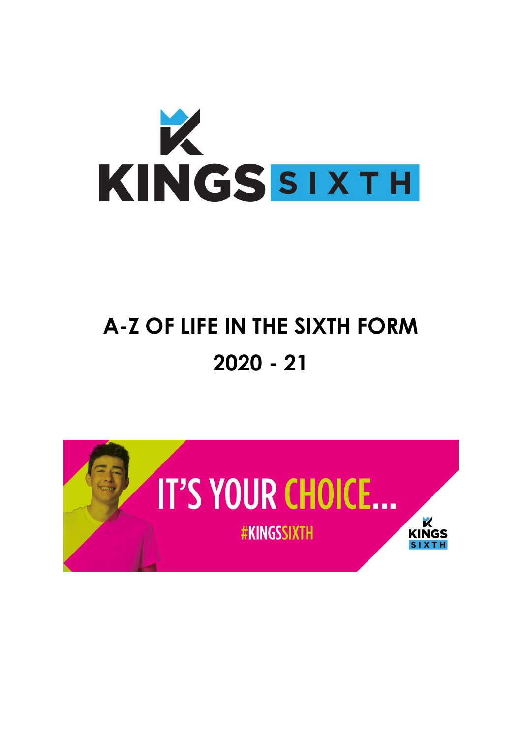KINGS SIXTH

# A-Z OF LIFE IN THE SIXTH FORM

# 2020 - 21

IT'S YOUR CHOICE...

#KINGSSIXTH

KINGS SIXTH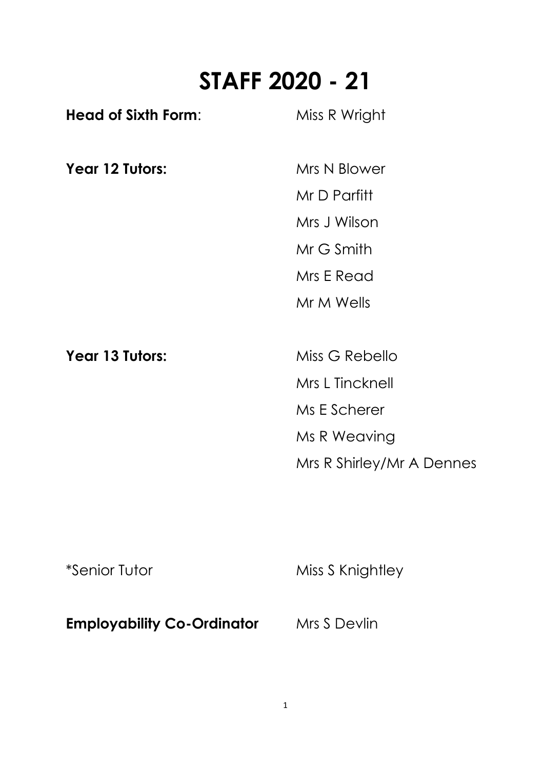# STAFF 2020 - 21

**Head of Sixth Form**: Miss R Wright

**Year 12 Tutors:**

- Mrs N Blower
- Mr D Parfitt
- Mrs J Wilson
- Mr G Smith
- Mrs E Read
- Mr M Wells

**Year 13 Tutors:**

- Miss G Rebello
- Mrs L Tincknell
- Ms E Scherer
- Ms R Weaving
- Mrs R Shirley/Mr A Dennes

*Senior Tutor Miss S Knightley

**Employability Co-Ordinator** Mrs S Devlin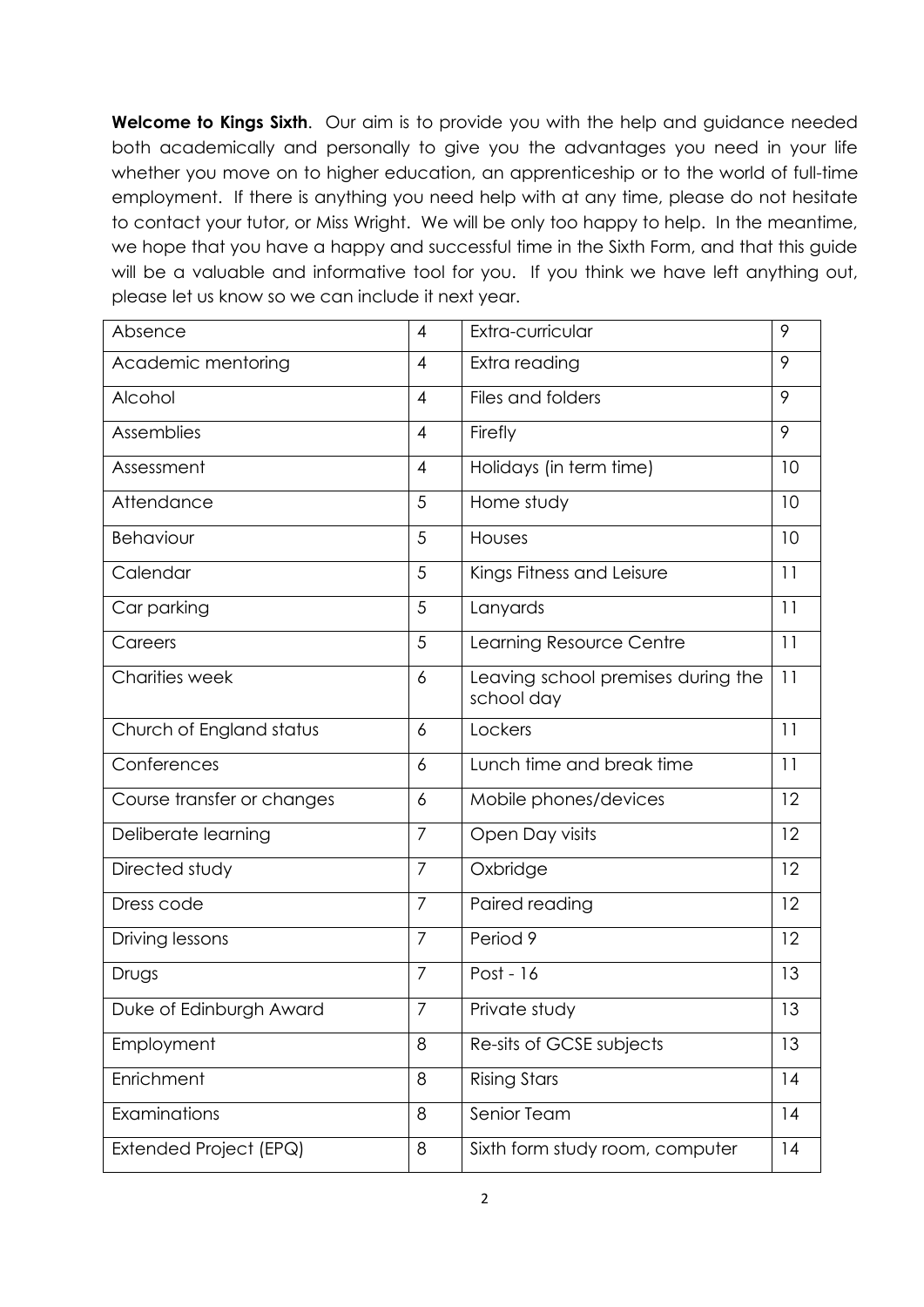**Welcome to Kings Sixth**. Our aim is to provide you with the help and guidance needed both academically and personally to give you the advantages you need in your life whether you move on to higher education, an apprenticeship or to the world of full-time employment. If there is anything you need help with at any time, please do not hesitate to contact your tutor, or Miss Wright. We will be only too happy to help. In the meantime, we hope that you have a happy and successful time in the Sixth Form, and that this guide will be a valuable and informative tool for you. If you think we have left anything out, please let us know so we can include it next year.

| Absence | 4 | Extra-curricular | 9 |
|---|---|---|---|
| Academic mentoring | 4 | Extra reading | 9 |
| Alcohol | 4 | Files and folders | 9 |
| Assemblies | 4 | Firefly | 9 |
| Assessment | 4 | Holidays (in term time) | 10 |
| Attendance | 5 | Home study | 10 |
| Behaviour | 5 | Houses | 10 |
| Calendar | 5 | Kings Fitness and Leisure | 11 |
| Car parking | 5 | Lanyards | 11 |
| Careers | 5 | Learning Resource Centre | 11 |
| Charities week | 6 | Leaving school premises during the school day | 11 |
| Church of England status | 6 | Lockers | 11 |
| Conferences | 6 | Lunch time and break time | 11 |
| Course transfer or changes | 6 | Mobile phones/devices | 12 |
| Deliberate learning | 7 | Open Day visits | 12 |
| Directed study | 7 | Oxbridge | 12 |
| Dress code | 7 | Paired reading | 12 |
| Driving lessons | 7 | Period 9 | 12 |
| Drugs | 7 | Post - 16 | 13 |
| Duke of Edinburgh Award | 7 | Private study | 13 |
| Employment | 8 | Re-sits of GCSE subjects | 13 |
| Enrichment | 8 | Rising Stars | 14 |
| Examinations | 8 | Senior Team | 14 |
| Extended Project (EPQ) | 8 | Sixth form study room, computer | 14 |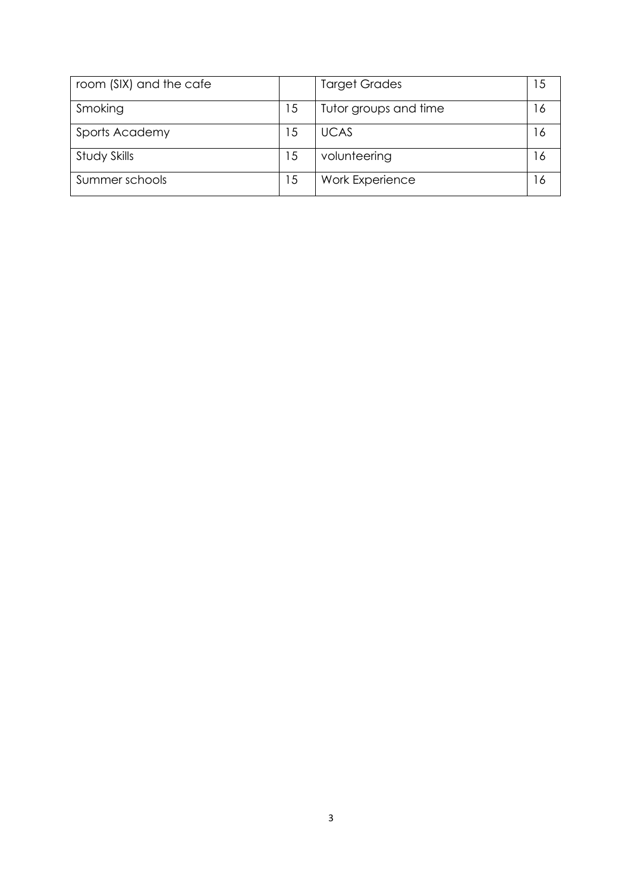| room (SIX) and the cafe | | Target Grades | 15 |
|---|---|---|---|
| Smoking | 15 | Tutor groups and time | 16 |
| Sports Academy | 15 | UCAS | 16 |
| Study Skills | 15 | volunteering | 16 |
| Summer schools | 15 | Work Experience | 16 |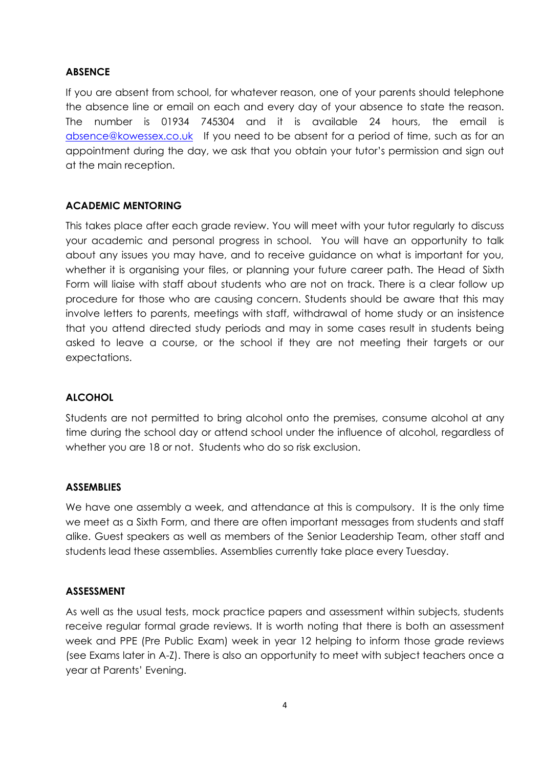## ABSENCE

If you are absent from school, for whatever reason, one of your parents should telephone the absence line or email on each and every day of your absence to state the reason. The number is 01934 745304 and it is available 24 hours, the email is [absence@kowessex.co.uk](mailto:absence@kowessex.co.uk) If you need to be absent for a period of time, such as for an appointment during the day, we ask that you obtain your tutor's permission and sign out at the main reception.

## ACADEMIC MENTORING

This takes place after each grade review. You will meet with your tutor regularly to discuss your academic and personal progress in school. You will have an opportunity to talk about any issues you may have, and to receive guidance on what is important for you, whether it is organising your files, or planning your future career path. The Head of Sixth Form will liaise with staff about students who are not on track. There is a clear follow up procedure for those who are causing concern. Students should be aware that this may involve letters to parents, meetings with staff, withdrawal of home study or an insistence that you attend directed study periods and may in some cases result in students being asked to leave a course, or the school if they are not meeting their targets or our expectations.

## ALCOHOL

Students are not permitted to bring alcohol onto the premises, consume alcohol at any time during the school day or attend school under the influence of alcohol, regardless of whether you are 18 or not. Students who do so risk exclusion.

## ASSEMBLIES

We have one assembly a week, and attendance at this is compulsory. It is the only time we meet as a Sixth Form, and there are often important messages from students and staff alike. Guest speakers as well as members of the Senior Leadership Team, other staff and students lead these assemblies. Assemblies currently take place every Tuesday.

## ASSESSMENT

As well as the usual tests, mock practice papers and assessment within subjects, students receive regular formal grade reviews. It is worth noting that there is both an assessment week and PPE (Pre Public Exam) week in year 12 helping to inform those grade reviews (see Exams later in A-Z). There is also an opportunity to meet with subject teachers once a year at Parents' Evening.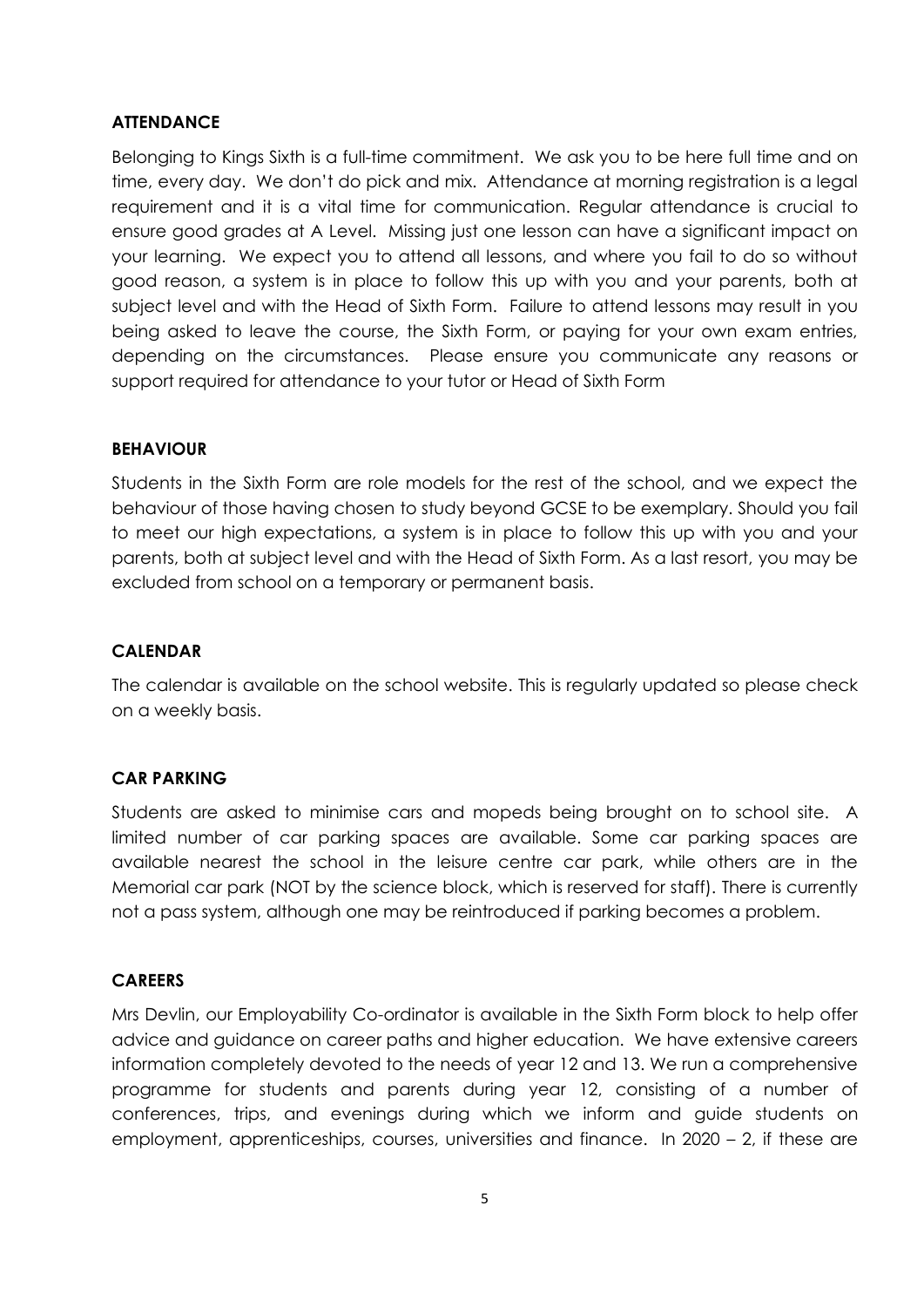**ATTENDANCE**

Belonging to Kings Sixth is a full-time commitment. We ask you to be here full time and on time, every day. We don't do pick and mix. Attendance at morning registration is a legal requirement and it is a vital time for communication. Regular attendance is crucial to ensure good grades at A Level. Missing just one lesson can have a significant impact on your learning. We expect you to attend all lessons, and where you fail to do so without good reason, a system is in place to follow this up with you and your parents, both at subject level and with the Head of Sixth Form. Failure to attend lessons may result in you being asked to leave the course, the Sixth Form, or paying for your own exam entries, depending on the circumstances. Please ensure you communicate any reasons or support required for attendance to your tutor or Head of Sixth Form

**BEHAVIOUR**

Students in the Sixth Form are role models for the rest of the school, and we expect the behaviour of those having chosen to study beyond GCSE to be exemplary. Should you fail to meet our high expectations, a system is in place to follow this up with you and your parents, both at subject level and with the Head of Sixth Form. As a last resort, you may be excluded from school on a temporary or permanent basis.

**CALENDAR**

The calendar is available on the school website. This is regularly updated so please check on a weekly basis.

**CAR PARKING**

Students are asked to minimise cars and mopeds being brought on to school site. A limited number of car parking spaces are available. Some car parking spaces are available nearest the school in the leisure centre car park, while others are in the Memorial car park (NOT by the science block, which is reserved for staff). There is currently not a pass system, although one may be reintroduced if parking becomes a problem.

**CAREERS**

Mrs Devlin, our Employability Co-ordinator is available in the Sixth Form block to help offer advice and guidance on career paths and higher education. We have extensive careers information completely devoted to the needs of year 12 and 13. We run a comprehensive programme for students and parents during year 12, consisting of a number of conferences, trips, and evenings during which we inform and guide students on employment, apprenticeships, courses, universities and finance. In 2020 – 2, if these are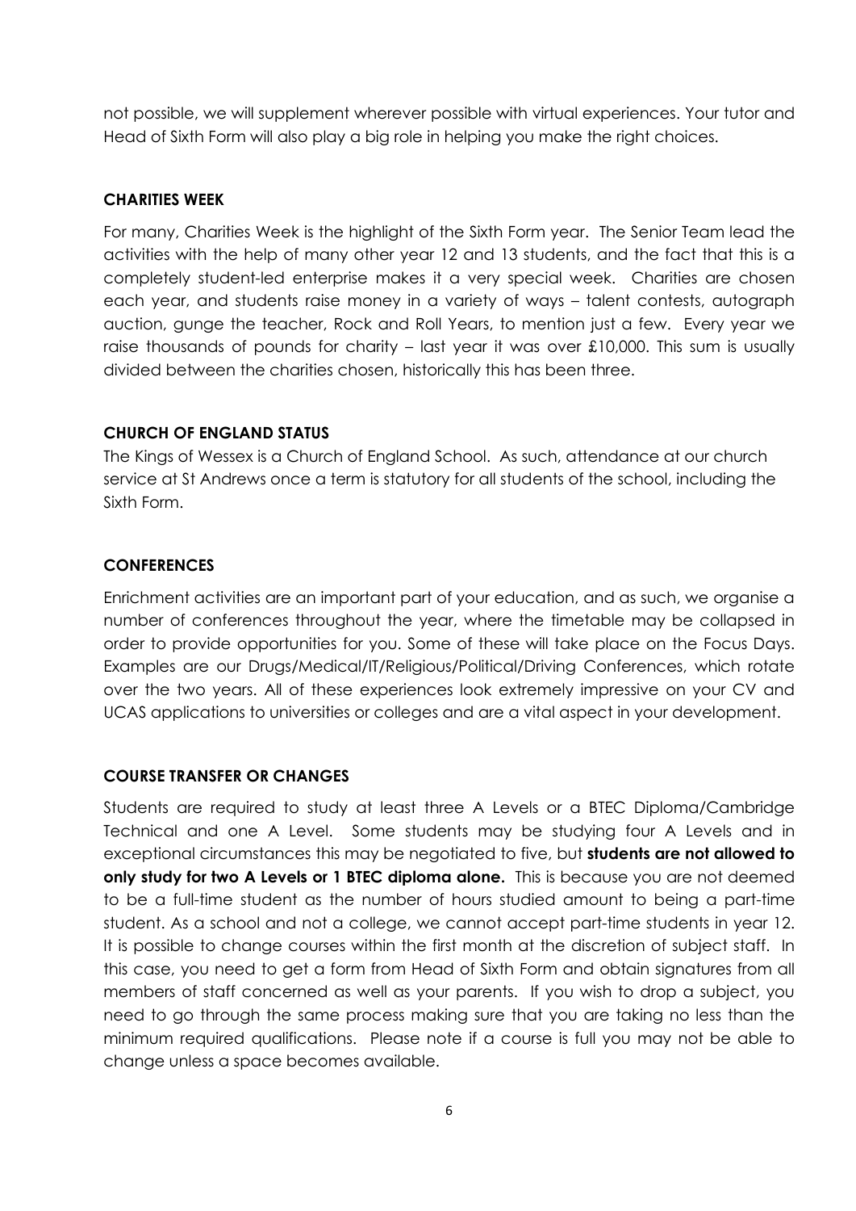not possible, we will supplement wherever possible with virtual experiences. Your tutor and Head of Sixth Form will also play a big role in helping you make the right choices.

## CHARITIES WEEK

For many, Charities Week is the highlight of the Sixth Form year. The Senior Team lead the activities with the help of many other year 12 and 13 students, and the fact that this is a completely student-led enterprise makes it a very special week. Charities are chosen each year, and students raise money in a variety of ways – talent contests, autograph auction, gunge the teacher, Rock and Roll Years, to mention just a few. Every year we raise thousands of pounds for charity – last year it was over £10,000. This sum is usually divided between the charities chosen, historically this has been three.

## CHURCH OF ENGLAND STATUS

The Kings of Wessex is a Church of England School. As such, attendance at our church service at St Andrews once a term is statutory for all students of the school, including the Sixth Form.

## CONFERENCES

Enrichment activities are an important part of your education, and as such, we organise a number of conferences throughout the year, where the timetable may be collapsed in order to provide opportunities for you. Some of these will take place on the Focus Days. Examples are our Drugs/Medical/IT/Religious/Political/Driving Conferences, which rotate over the two years. All of these experiences look extremely impressive on your CV and UCAS applications to universities or colleges and are a vital aspect in your development.

## COURSE TRANSFER OR CHANGES

Students are required to study at least three A Levels or a BTEC Diploma/Cambridge Technical and one A Level. Some students may be studying four A Levels and in exceptional circumstances this may be negotiated to five, but **students are not allowed to only study for two A Levels or 1 BTEC diploma alone.** This is because you are not deemed to be a full-time student as the number of hours studied amount to being a part-time student. As a school and not a college, we cannot accept part-time students in year 12. It is possible to change courses within the first month at the discretion of subject staff. In this case, you need to get a form from Head of Sixth Form and obtain signatures from all members of staff concerned as well as your parents. If you wish to drop a subject, you need to go through the same process making sure that you are taking no less than the minimum required qualifications. Please note if a course is full you may not be able to change unless a space becomes available.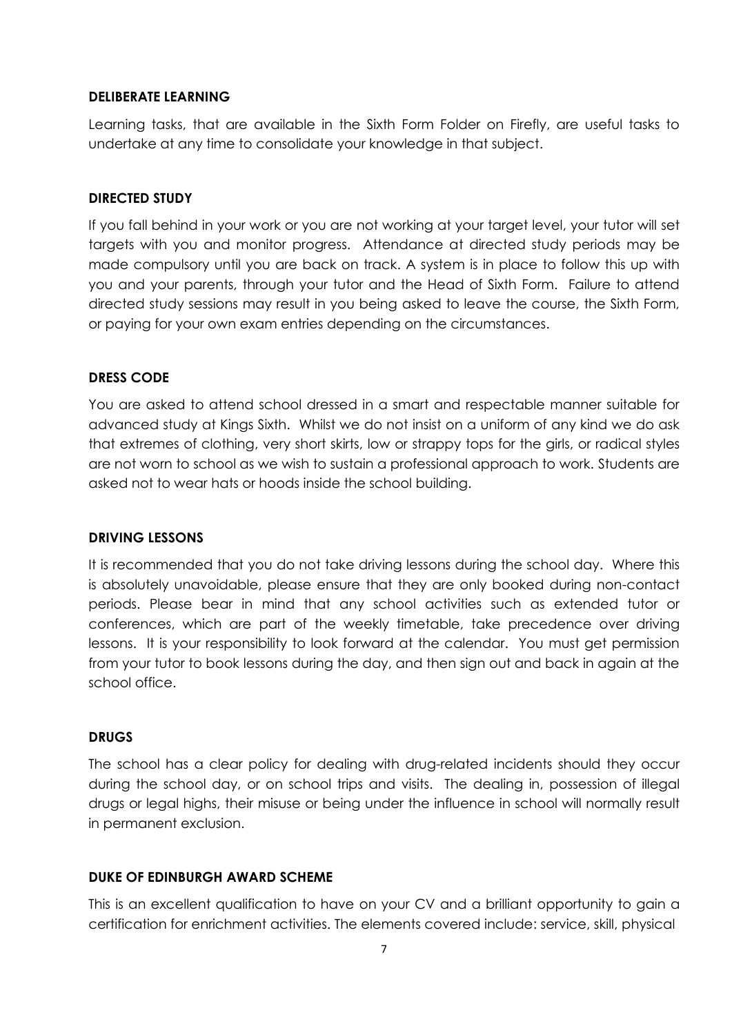## DELIBERATE LEARNING

Learning tasks, that are available in the Sixth Form Folder on Firefly, are useful tasks to undertake at any time to consolidate your knowledge in that subject.

## DIRECTED STUDY

If you fall behind in your work or you are not working at your target level, your tutor will set targets with you and monitor progress. Attendance at directed study periods may be made compulsory until you are back on track. A system is in place to follow this up with you and your parents, through your tutor and the Head of Sixth Form. Failure to attend directed study sessions may result in you being asked to leave the course, the Sixth Form, or paying for your own exam entries depending on the circumstances.

## DRESS CODE

You are asked to attend school dressed in a smart and respectable manner suitable for advanced study at Kings Sixth. Whilst we do not insist on a uniform of any kind we do ask that extremes of clothing, very short skirts, low or strappy tops for the girls, or radical styles are not worn to school as we wish to sustain a professional approach to work. Students are asked not to wear hats or hoods inside the school building.

## DRIVING LESSONS

It is recommended that you do not take driving lessons during the school day. Where this is absolutely unavoidable, please ensure that they are only booked during non-contact periods. Please bear in mind that any school activities such as extended tutor or conferences, which are part of the weekly timetable, take precedence over driving lessons. It is your responsibility to look forward at the calendar. You must get permission from your tutor to book lessons during the day, and then sign out and back in again at the school office.

## DRUGS

The school has a clear policy for dealing with drug-related incidents should they occur during the school day, or on school trips and visits. The dealing in, possession of illegal drugs or legal highs, their misuse or being under the influence in school will normally result in permanent exclusion.

## DUKE OF EDINBURGH AWARD SCHEME

This is an excellent qualification to have on your CV and a brilliant opportunity to gain a certification for enrichment activities. The elements covered include: service, skill, physical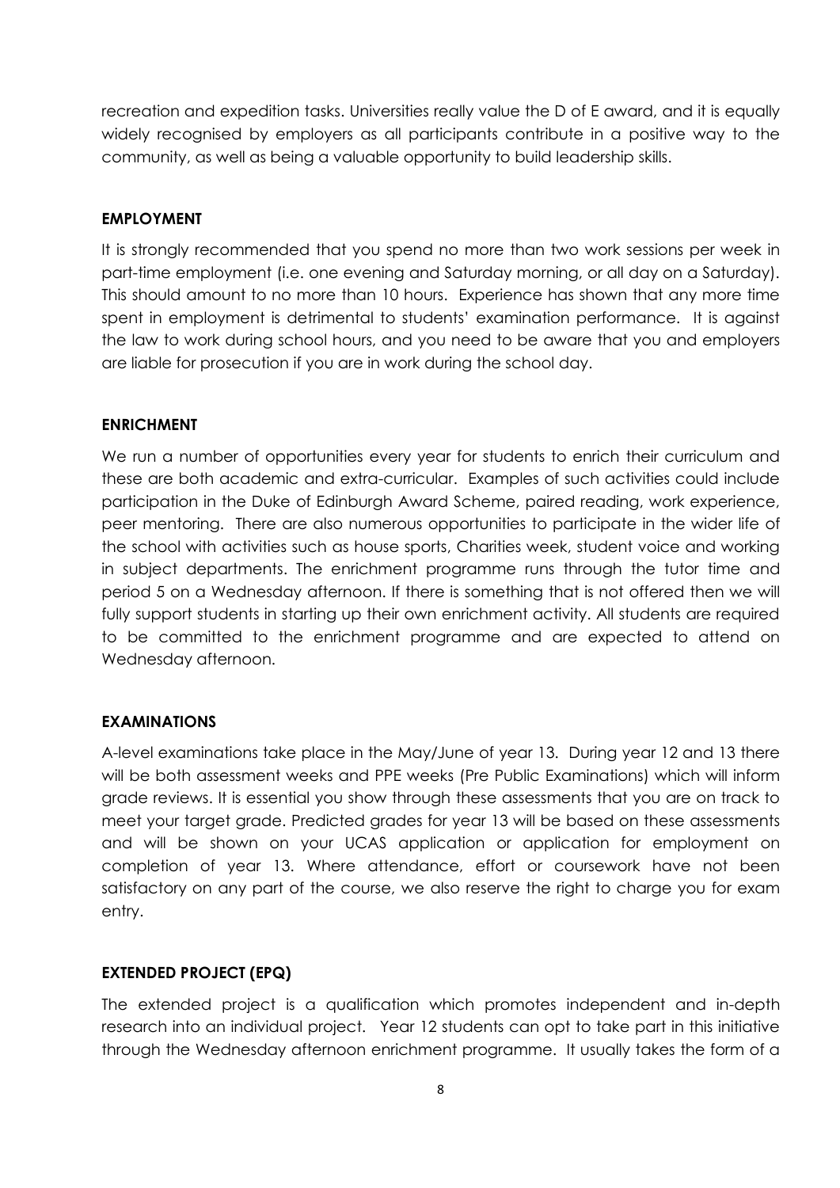recreation and expedition tasks. Universities really value the D of E award, and it is equally widely recognised by employers as all participants contribute in a positive way to the community, as well as being a valuable opportunity to build leadership skills.

**EMPLOYMENT**

It is strongly recommended that you spend no more than two work sessions per week in part-time employment (i.e. one evening and Saturday morning, or all day on a Saturday). This should amount to no more than 10 hours. Experience has shown that any more time spent in employment is detrimental to students' examination performance. It is against the law to work during school hours, and you need to be aware that you and employers are liable for prosecution if you are in work during the school day.

**ENRICHMENT**

We run a number of opportunities every year for students to enrich their curriculum and these are both academic and extra-curricular. Examples of such activities could include participation in the Duke of Edinburgh Award Scheme, paired reading, work experience, peer mentoring. There are also numerous opportunities to participate in the wider life of the school with activities such as house sports, Charities week, student voice and working in subject departments. The enrichment programme runs through the tutor time and period 5 on a Wednesday afternoon. If there is something that is not offered then we will fully support students in starting up their own enrichment activity. All students are required to be committed to the enrichment programme and are expected to attend on Wednesday afternoon.

**EXAMINATIONS**

A-level examinations take place in the May/June of year 13. During year 12 and 13 there will be both assessment weeks and PPE weeks (Pre Public Examinations) which will inform grade reviews. It is essential you show through these assessments that you are on track to meet your target grade. Predicted grades for year 13 will be based on these assessments and will be shown on your UCAS application or application for employment on completion of year 13. Where attendance, effort or coursework have not been satisfactory on any part of the course, we also reserve the right to charge you for exam entry.

**EXTENDED PROJECT (EPQ)**

The extended project is a qualification which promotes independent and in-depth research into an individual project. Year 12 students can opt to take part in this initiative through the Wednesday afternoon enrichment programme. It usually takes the form of a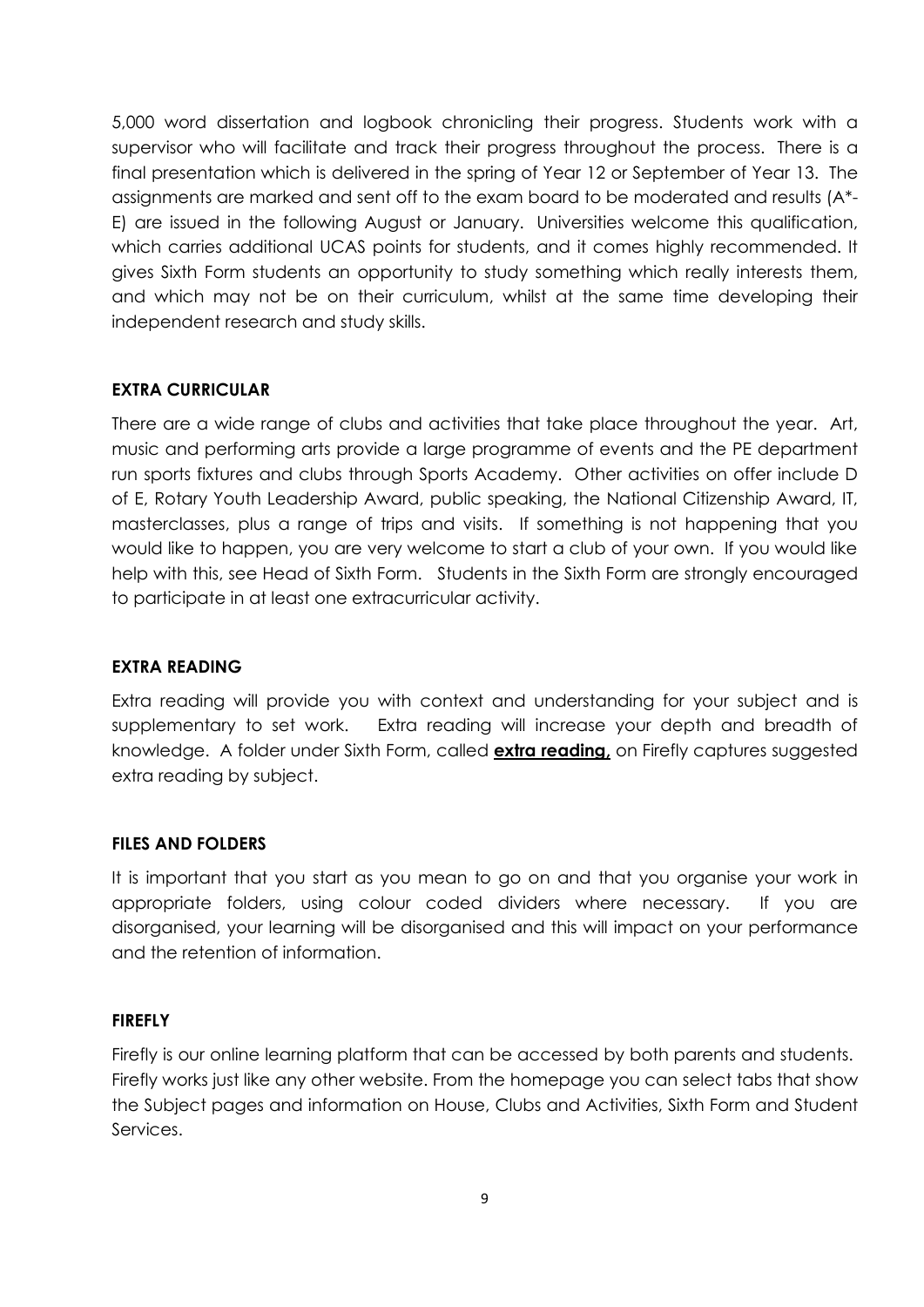5,000 word dissertation and logbook chronicling their progress. Students work with a supervisor who will facilitate and track their progress throughout the process. There is a final presentation which is delivered in the spring of Year 12 or September of Year 13. The assignments are marked and sent off to the exam board to be moderated and results (A*-E) are issued in the following August or January. Universities welcome this qualification, which carries additional UCAS points for students, and it comes highly recommended. It gives Sixth Form students an opportunity to study something which really interests them, and which may not be on their curriculum, whilst at the same time developing their independent research and study skills.

**EXTRA CURRICULAR**

There are a wide range of clubs and activities that take place throughout the year. Art, music and performing arts provide a large programme of events and the PE department run sports fixtures and clubs through Sports Academy. Other activities on offer include D of E, Rotary Youth Leadership Award, public speaking, the National Citizenship Award, IT, masterclasses, plus a range of trips and visits. If something is not happening that you would like to happen, you are very welcome to start a club of your own. If you would like help with this, see Head of Sixth Form. Students in the Sixth Form are strongly encouraged to participate in at least one extracurricular activity.

**EXTRA READING**

Extra reading will provide you with context and understanding for your subject and is supplementary to set work. Extra reading will increase your depth and breadth of knowledge. A folder under Sixth Form, called **extra reading,** on Firefly captures suggested extra reading by subject.

**FILES AND FOLDERS**

It is important that you start as you mean to go on and that you organise your work in appropriate folders, using colour coded dividers where necessary. If you are disorganised, your learning will be disorganised and this will impact on your performance and the retention of information.

**FIREFLY**

Firefly is our online learning platform that can be accessed by both parents and students. Firefly works just like any other website. From the homepage you can select tabs that show the Subject pages and information on House, Clubs and Activities, Sixth Form and Student Services.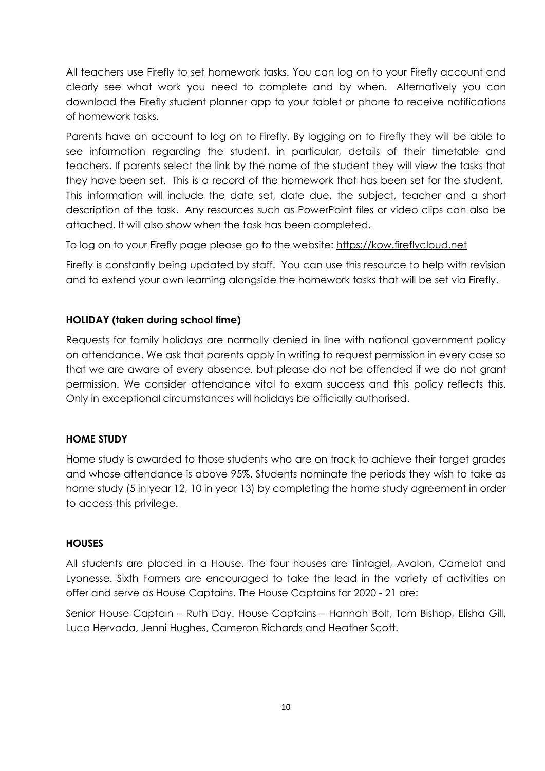All teachers use Firefly to set homework tasks. You can log on to your Firefly account and clearly see what work you need to complete and by when. Alternatively you can download the Firefly student planner app to your tablet or phone to receive notifications of homework tasks.

Parents have an account to log on to Firefly. By logging on to Firefly they will be able to see information regarding the student, in particular, details of their timetable and teachers. If parents select the link by the name of the student they will view the tasks that they have been set. This is a record of the homework that has been set for the student. This information will include the date set, date due, the subject, teacher and a short description of the task. Any resources such as PowerPoint files or video clips can also be attached. It will also show when the task has been completed.

To log on to your Firefly page please go to the website: https://kow.fireflycloud.net

Firefly is constantly being updated by staff. You can use this resource to help with revision and to extend your own learning alongside the homework tasks that will be set via Firefly.

**HOLIDAY (taken during school time)**

Requests for family holidays are normally denied in line with national government policy on attendance. We ask that parents apply in writing to request permission in every case so that we are aware of every absence, but please do not be offended if we do not grant permission. We consider attendance vital to exam success and this policy reflects this. Only in exceptional circumstances will holidays be officially authorised.

**HOME STUDY**

Home study is awarded to those students who are on track to achieve their target grades and whose attendance is above 95%. Students nominate the periods they wish to take as home study (5 in year 12, 10 in year 13) by completing the home study agreement in order to access this privilege.

**HOUSES**

All students are placed in a House. The four houses are Tintagel, Avalon, Camelot and Lyonesse. Sixth Formers are encouraged to take the lead in the variety of activities on offer and serve as House Captains. The House Captains for 2020 - 21 are:

Senior House Captain – Ruth Day. House Captains – Hannah Bolt, Tom Bishop, Elisha Gill, Luca Hervada, Jenni Hughes, Cameron Richards and Heather Scott.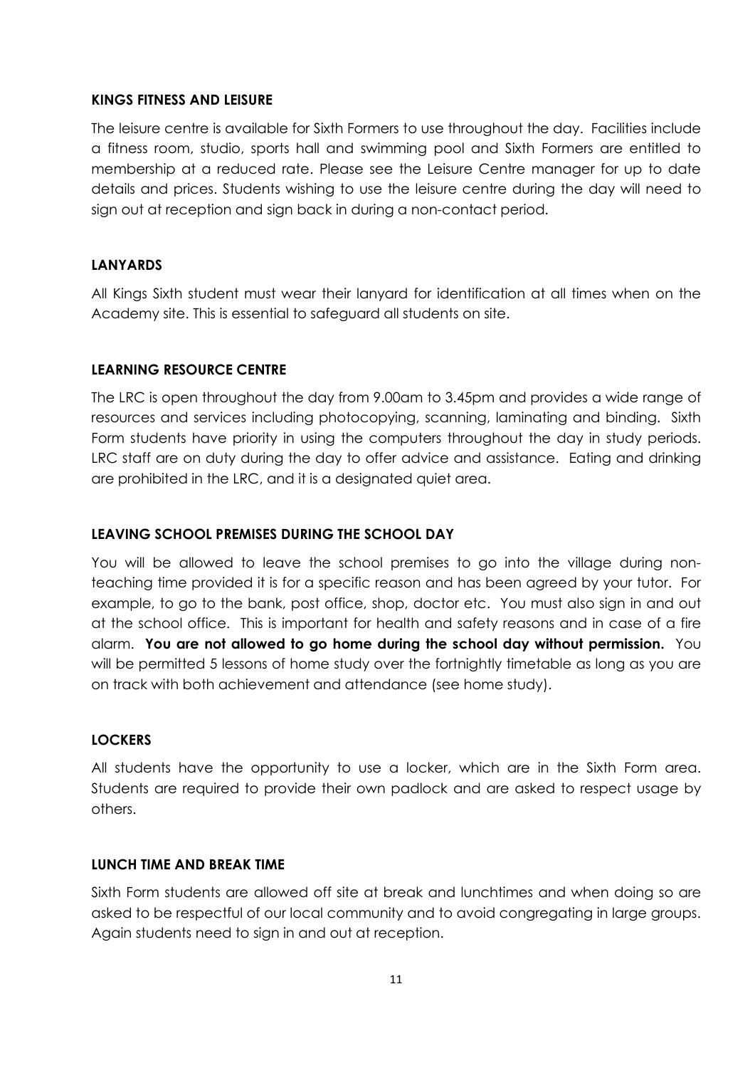## KINGS FITNESS AND LEISURE

The leisure centre is available for Sixth Formers to use throughout the day. Facilities include a fitness room, studio, sports hall and swimming pool and Sixth Formers are entitled to membership at a reduced rate. Please see the Leisure Centre manager for up to date details and prices. Students wishing to use the leisure centre during the day will need to sign out at reception and sign back in during a non-contact period.

## LANYARDS

All Kings Sixth student must wear their lanyard for identification at all times when on the Academy site. This is essential to safeguard all students on site.

## LEARNING RESOURCE CENTRE

The LRC is open throughout the day from 9.00am to 3.45pm and provides a wide range of resources and services including photocopying, scanning, laminating and binding. Sixth Form students have priority in using the computers throughout the day in study periods. LRC staff are on duty during the day to offer advice and assistance. Eating and drinking are prohibited in the LRC, and it is a designated quiet area.

## LEAVING SCHOOL PREMISES DURING THE SCHOOL DAY

You will be allowed to leave the school premises to go into the village during non-teaching time provided it is for a specific reason and has been agreed by your tutor. For example, to go to the bank, post office, shop, doctor etc. You must also sign in and out at the school office. This is important for health and safety reasons and in case of a fire alarm. **You are not allowed to go home during the school day without permission.** You will be permitted 5 lessons of home study over the fortnightly timetable as long as you are on track with both achievement and attendance (see home study).

## LOCKERS

All students have the opportunity to use a locker, which are in the Sixth Form area. Students are required to provide their own padlock and are asked to respect usage by others.

## LUNCH TIME AND BREAK TIME

Sixth Form students are allowed off site at break and lunchtimes and when doing so are asked to be respectful of our local community and to avoid congregating in large groups. Again students need to sign in and out at reception.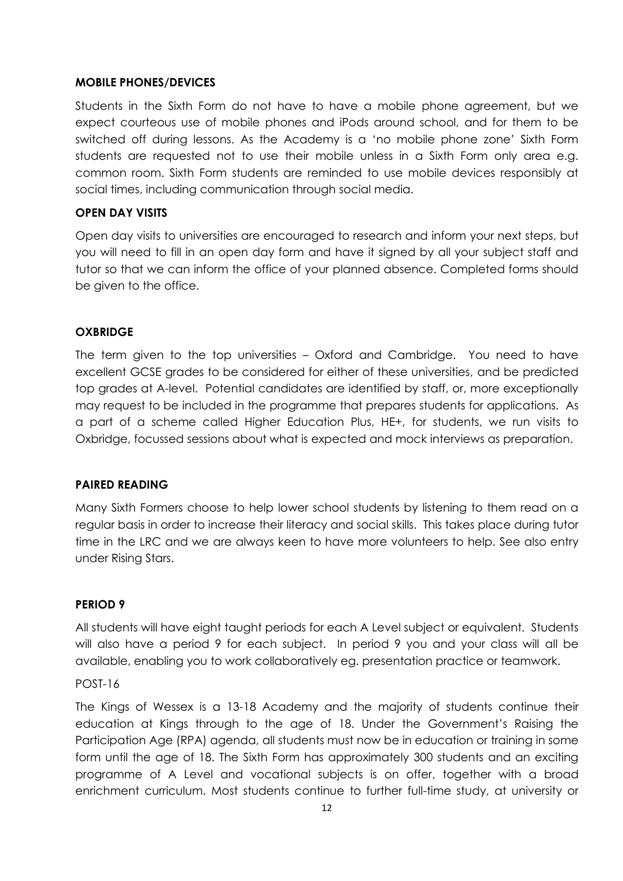**MOBILE PHONES/DEVICES**

Students in the Sixth Form do not have to have a mobile phone agreement, but we expect courteous use of mobile phones and iPods around school, and for them to be switched off during lessons. As the Academy is a 'no mobile phone zone' Sixth Form students are requested not to use their mobile unless in a Sixth Form only area e.g. common room. Sixth Form students are reminded to use mobile devices responsibly at social times, including communication through social media.

**OPEN DAY VISITS**

Open day visits to universities are encouraged to research and inform your next steps, but you will need to fill in an open day form and have it signed by all your subject staff and tutor so that we can inform the office of your planned absence. Completed forms should be given to the office.

**OXBRIDGE**

The term given to the top universities – Oxford and Cambridge. You need to have excellent GCSE grades to be considered for either of these universities, and be predicted top grades at A-level. Potential candidates are identified by staff, or, more exceptionally may request to be included in the programme that prepares students for applications. As a part of a scheme called Higher Education Plus, HE+, for students, we run visits to Oxbridge, focussed sessions about what is expected and mock interviews as preparation.

**PAIRED READING**

Many Sixth Formers choose to help lower school students by listening to them read on a regular basis in order to increase their literacy and social skills. This takes place during tutor time in the LRC and we are always keen to have more volunteers to help. See also entry under Rising Stars.

**PERIOD 9**

All students will have eight taught periods for each A Level subject or equivalent. Students will also have a period 9 for each subject. In period 9 you and your class will all be available, enabling you to work collaboratively eg. presentation practice or teamwork.

POST-16

The Kings of Wessex is a 13-18 Academy and the majority of students continue their education at Kings through to the age of 18. Under the Government's Raising the Participation Age (RPA) agenda, all students must now be in education or training in some form until the age of 18. The Sixth Form has approximately 300 students and an exciting programme of A Level and vocational subjects is on offer, together with a broad enrichment curriculum. Most students continue to further full-time study, at university or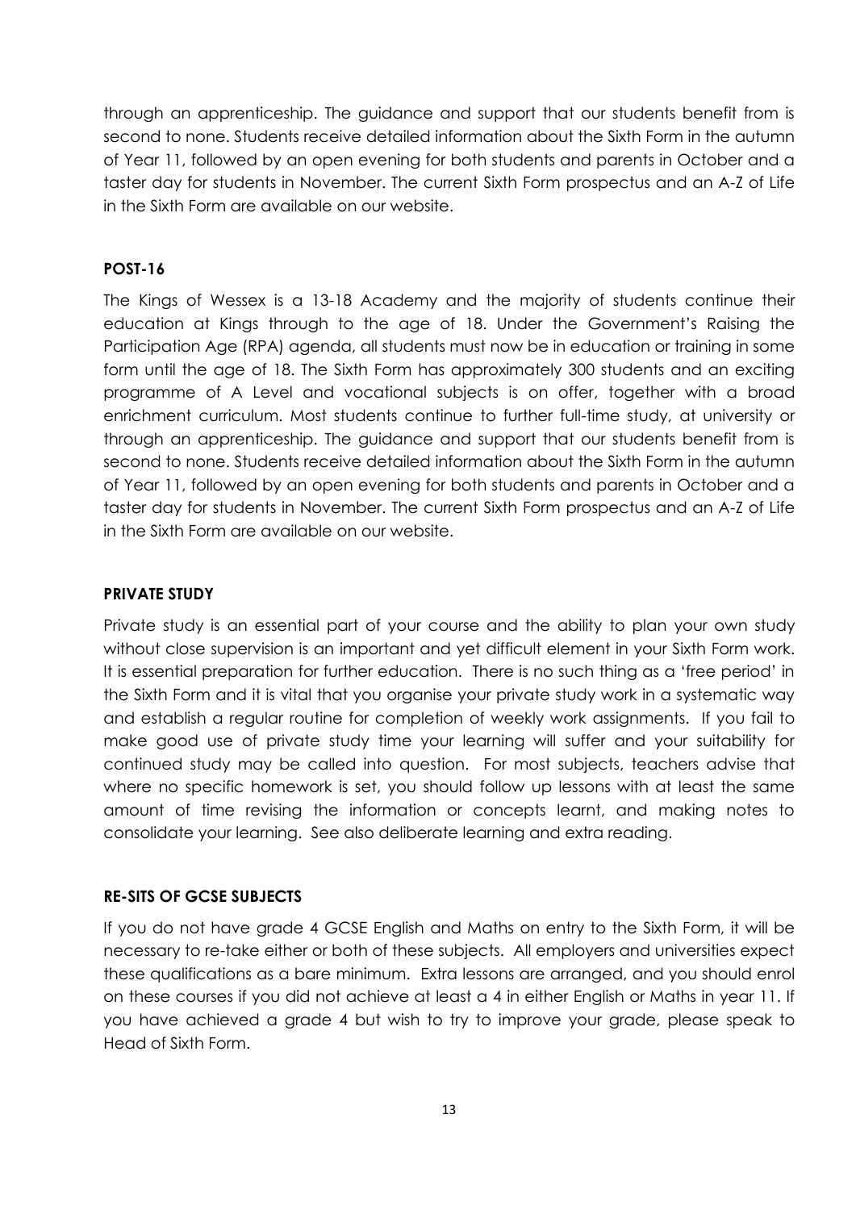through an apprenticeship. The guidance and support that our students benefit from is second to none. Students receive detailed information about the Sixth Form in the autumn of Year 11, followed by an open evening for both students and parents in October and a taster day for students in November. The current Sixth Form prospectus and an A-Z of Life in the Sixth Form are available on our website.

**POST-16**

The Kings of Wessex is a 13-18 Academy and the majority of students continue their education at Kings through to the age of 18. Under the Government's Raising the Participation Age (RPA) agenda, all students must now be in education or training in some form until the age of 18. The Sixth Form has approximately 300 students and an exciting programme of A Level and vocational subjects is on offer, together with a broad enrichment curriculum. Most students continue to further full-time study, at university or through an apprenticeship. The guidance and support that our students benefit from is second to none. Students receive detailed information about the Sixth Form in the autumn of Year 11, followed by an open evening for both students and parents in October and a taster day for students in November. The current Sixth Form prospectus and an A-Z of Life in the Sixth Form are available on our website.

**PRIVATE STUDY**

Private study is an essential part of your course and the ability to plan your own study without close supervision is an important and yet difficult element in your Sixth Form work. It is essential preparation for further education. There is no such thing as a 'free period' in the Sixth Form and it is vital that you organise your private study work in a systematic way and establish a regular routine for completion of weekly work assignments. If you fail to make good use of private study time your learning will suffer and your suitability for continued study may be called into question. For most subjects, teachers advise that where no specific homework is set, you should follow up lessons with at least the same amount of time revising the information or concepts learnt, and making notes to consolidate your learning. See also deliberate learning and extra reading.

**RE-SITS OF GCSE SUBJECTS**

If you do not have grade 4 GCSE English and Maths on entry to the Sixth Form, it will be necessary to re-take either or both of these subjects. All employers and universities expect these qualifications as a bare minimum. Extra lessons are arranged, and you should enrol on these courses if you did not achieve at least a 4 in either English or Maths in year 11. If you have achieved a grade 4 but wish to try to improve your grade, please speak to Head of Sixth Form.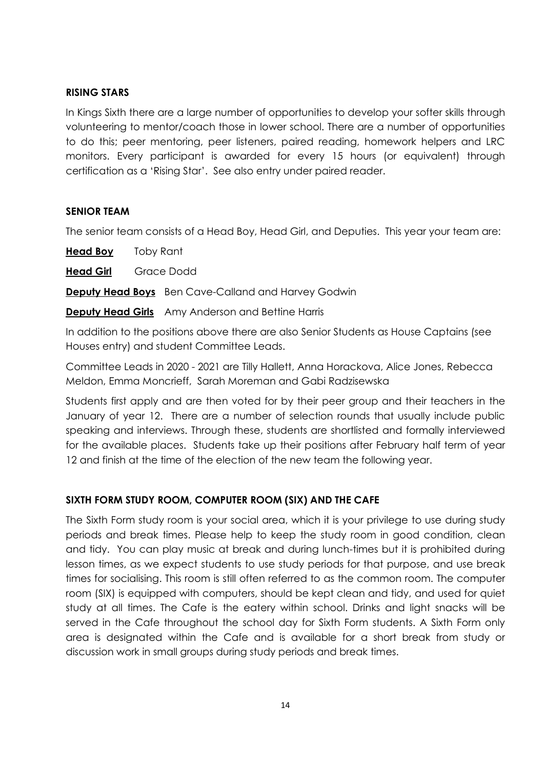**RISING STARS**

In Kings Sixth there are a large number of opportunities to develop your softer skills through volunteering to mentor/coach those in lower school. There are a number of opportunities to do this; peer mentoring, peer listeners, paired reading, homework helpers and LRC monitors. Every participant is awarded for every 15 hours (or equivalent) through certification as a 'Rising Star'. See also entry under paired reader.

**SENIOR TEAM**

The senior team consists of a Head Boy, Head Girl, and Deputies. This year your team are:

**Head Boy** Toby Rant

**Head Girl** Grace Dodd

**Deputy Head Boys** Ben Cave-Calland and Harvey Godwin

**Deputy Head Girls** Amy Anderson and Bettine Harris

In addition to the positions above there are also Senior Students as House Captains (see Houses entry) and student Committee Leads.

Committee Leads in 2020 - 2021 are Tilly Hallett, Anna Horackova, Alice Jones, Rebecca Meldon, Emma Moncrieff, Sarah Moreman and Gabi Radzisewska

Students first apply and are then voted for by their peer group and their teachers in the January of year 12. There are a number of selection rounds that usually include public speaking and interviews. Through these, students are shortlisted and formally interviewed for the available places. Students take up their positions after February half term of year 12 and finish at the time of the election of the new team the following year.

**SIXTH FORM STUDY ROOM, COMPUTER ROOM (SIX) AND THE CAFE**

The Sixth Form study room is your social area, which it is your privilege to use during study periods and break times. Please help to keep the study room in good condition, clean and tidy. You can play music at break and during lunch-times but it is prohibited during lesson times, as we expect students to use study periods for that purpose, and use break times for socialising. This room is still often referred to as the common room. The computer room (SIX) is equipped with computers, should be kept clean and tidy, and used for quiet study at all times. The Cafe is the eatery within school. Drinks and light snacks will be served in the Cafe throughout the school day for Sixth Form students. A Sixth Form only area is designated within the Cafe and is available for a short break from study or discussion work in small groups during study periods and break times.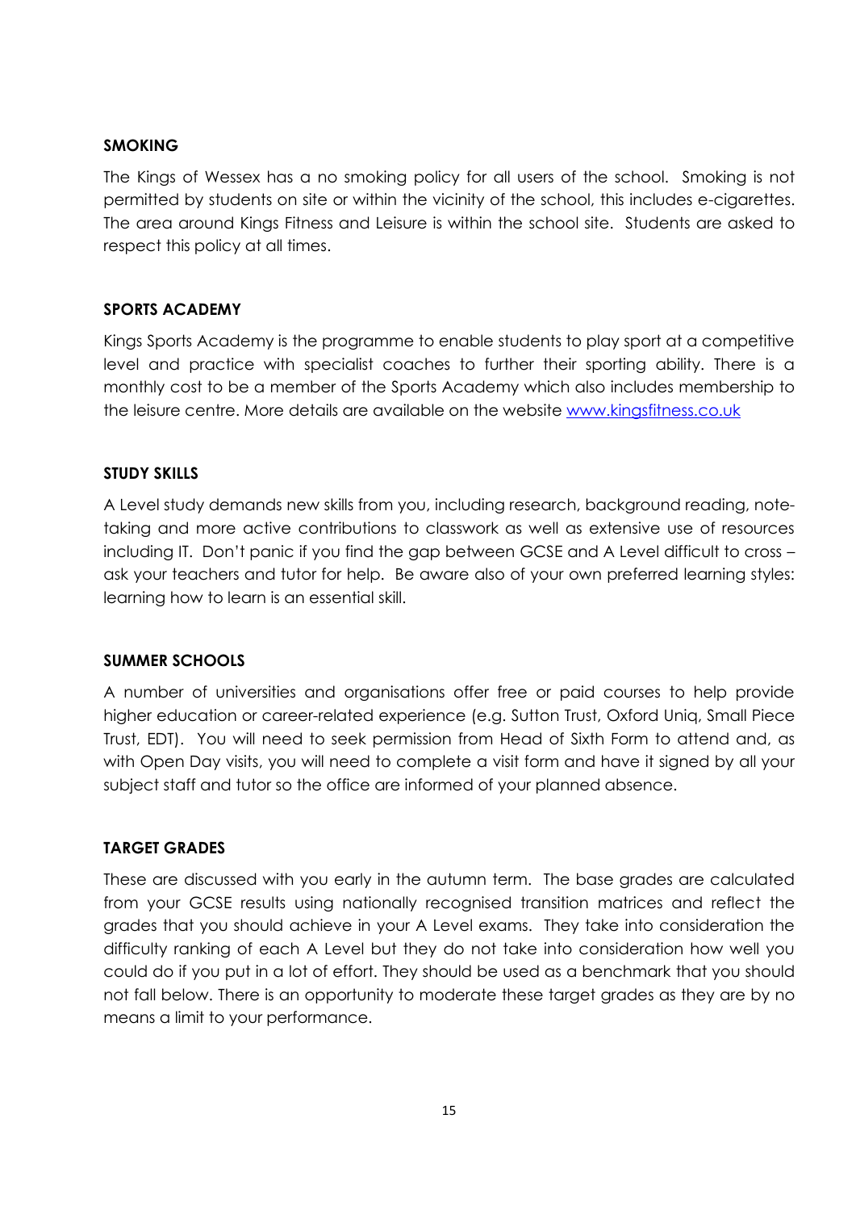## SMOKING

The Kings of Wessex has a no smoking policy for all users of the school. Smoking is not permitted by students on site or within the vicinity of the school, this includes e-cigarettes. The area around Kings Fitness and Leisure is within the school site. Students are asked to respect this policy at all times.

## SPORTS ACADEMY

Kings Sports Academy is the programme to enable students to play sport at a competitive level and practice with specialist coaches to further their sporting ability. There is a monthly cost to be a member of the Sports Academy which also includes membership to the leisure centre. More details are available on the website [www.kingsfitness.co.uk](http://www.kingsfitness.co.uk)

## STUDY SKILLS

A Level study demands new skills from you, including research, background reading, note-taking and more active contributions to classwork as well as extensive use of resources including IT. Don't panic if you find the gap between GCSE and A Level difficult to cross – ask your teachers and tutor for help. Be aware also of your own preferred learning styles: learning how to learn is an essential skill.

## SUMMER SCHOOLS

A number of universities and organisations offer free or paid courses to help provide higher education or career-related experience (e.g. Sutton Trust, Oxford Uniq, Small Piece Trust, EDT). You will need to seek permission from Head of Sixth Form to attend and, as with Open Day visits, you will need to complete a visit form and have it signed by all your subject staff and tutor so the office are informed of your planned absence.

## TARGET GRADES

These are discussed with you early in the autumn term. The base grades are calculated from your GCSE results using nationally recognised transition matrices and reflect the grades that you should achieve in your A Level exams. They take into consideration the difficulty ranking of each A Level but they do not take into consideration how well you could do if you put in a lot of effort. They should be used as a benchmark that you should not fall below. There is an opportunity to moderate these target grades as they are by no means a limit to your performance.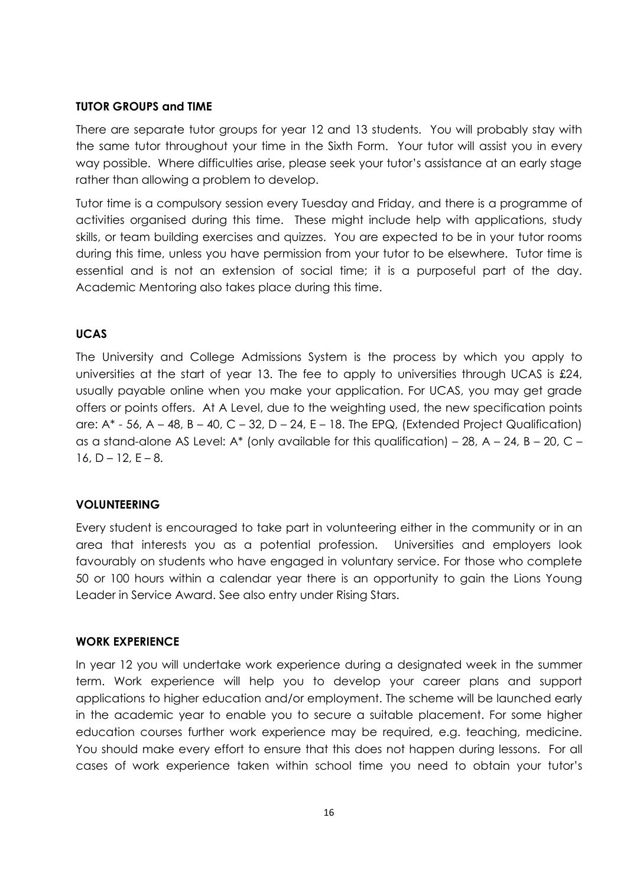**TUTOR GROUPS and TIME**

There are separate tutor groups for year 12 and 13 students. You will probably stay with the same tutor throughout your time in the Sixth Form. Your tutor will assist you in every way possible. Where difficulties arise, please seek your tutor's assistance at an early stage rather than allowing a problem to develop.

Tutor time is a compulsory session every Tuesday and Friday, and there is a programme of activities organised during this time. These might include help with applications, study skills, or team building exercises and quizzes. You are expected to be in your tutor rooms during this time, unless you have permission from your tutor to be elsewhere. Tutor time is essential and is not an extension of social time; it is a purposeful part of the day. Academic Mentoring also takes place during this time.

**UCAS**

The University and College Admissions System is the process by which you apply to universities at the start of year 13. The fee to apply to universities through UCAS is £24, usually payable online when you make your application. For UCAS, you may get grade offers or points offers. At A Level, due to the weighting used, the new specification points are: A* - 56, A – 48, B – 40, C – 32, D – 24, E – 18. The EPQ, (Extended Project Qualification) as a stand-alone AS Level: A* (only available for this qualification) – 28, A – 24, B – 20, C – 16, D – 12, E – 8.

**VOLUNTEERING**

Every student is encouraged to take part in volunteering either in the community or in an area that interests you as a potential profession. Universities and employers look favourably on students who have engaged in voluntary service. For those who complete 50 or 100 hours within a calendar year there is an opportunity to gain the Lions Young Leader in Service Award. See also entry under Rising Stars.

**WORK EXPERIENCE**

In year 12 you will undertake work experience during a designated week in the summer term. Work experience will help you to develop your career plans and support applications to higher education and/or employment. The scheme will be launched early in the academic year to enable you to secure a suitable placement. For some higher education courses further work experience may be required, e.g. teaching, medicine. You should make every effort to ensure that this does not happen during lessons. For all cases of work experience taken within school time you need to obtain your tutor's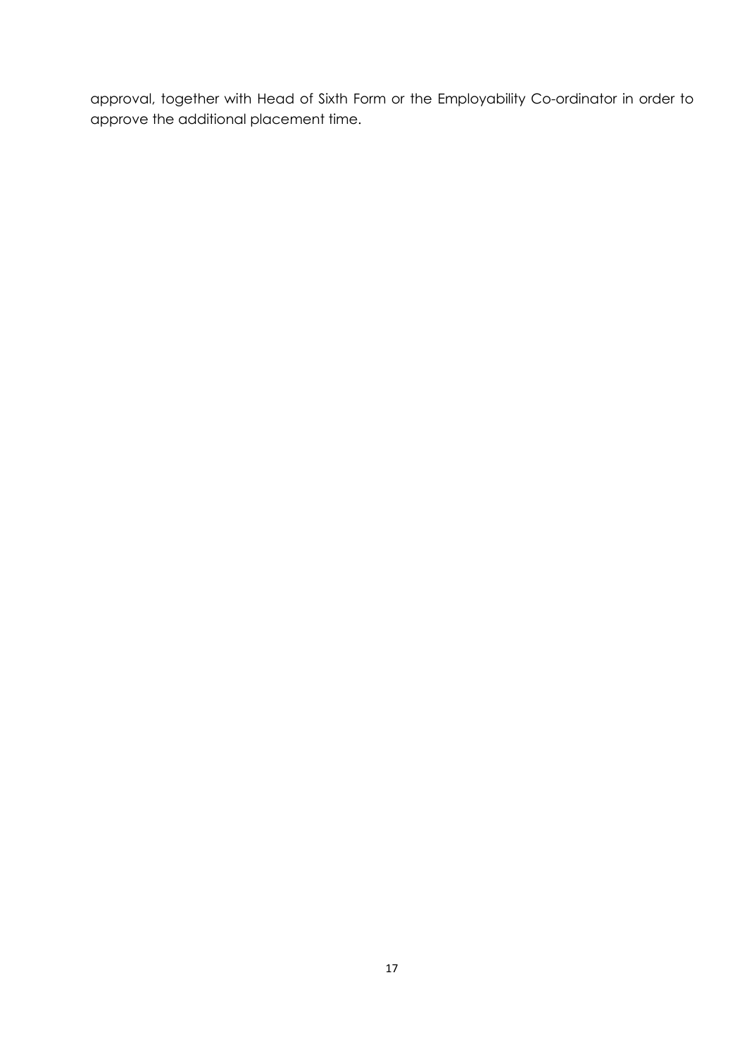approval, together with Head of Sixth Form or the Employability Co-ordinator in order to approve the additional placement time.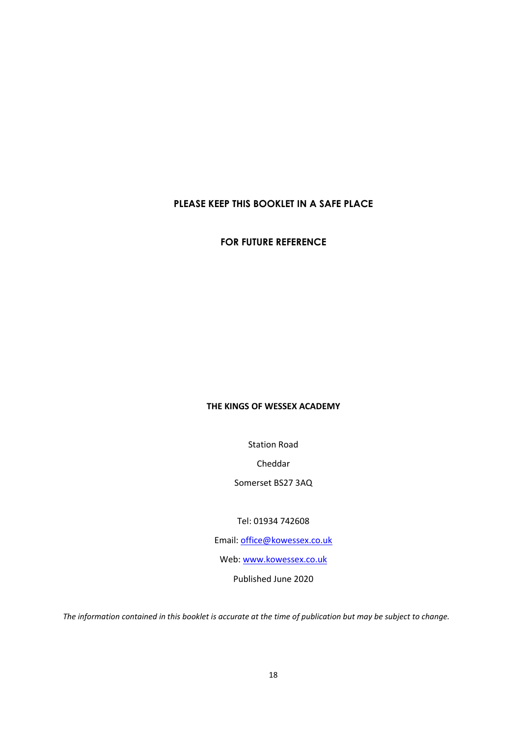**PLEASE KEEP THIS BOOKLET IN A SAFE PLACE**

**FOR FUTURE REFERENCE**

**THE KINGS OF WESSEX ACADEMY**

Station Road

Cheddar

Somerset BS27 3AQ

Tel: 01934 742608

Email: office@kowessex.co.uk

Web: www.kowessex.co.uk

Published June 2020

*The information contained in this booklet is accurate at the time of publication but may be subject to change.*